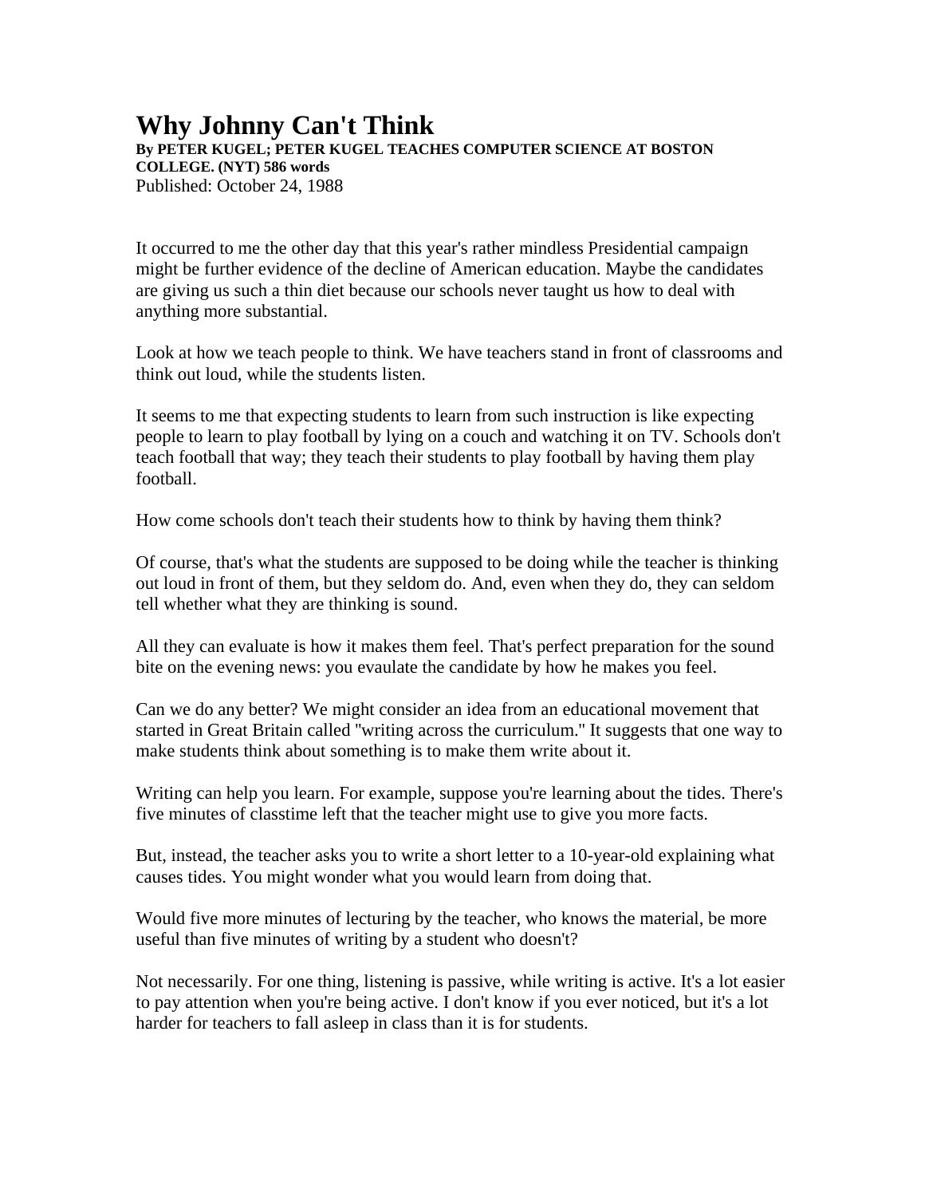# Why Johnny Can't Think

**By PETER KUGEL; PETER KUGEL TEACHES COMPUTER SCIENCE AT BOSTON COLLEGE. (NYT) 586 words**

Published: October 24, 1988

It occurred to me the other day that this year's rather mindless Presidential campaign might be further evidence of the decline of American education. Maybe the candidates are giving us such a thin diet because our schools never taught us how to deal with anything more substantial.

Look at how we teach people to think. We have teachers stand in front of classrooms and think out loud, while the students listen.

It seems to me that expecting students to learn from such instruction is like expecting people to learn to play football by lying on a couch and watching it on TV. Schools don't teach football that way; they teach their students to play football by having them play football.

How come schools don't teach their students how to think by having them think?

Of course, that's what the students are supposed to be doing while the teacher is thinking out loud in front of them, but they seldom do. And, even when they do, they can seldom tell whether what they are thinking is sound.

All they can evaluate is how it makes them feel. That's perfect preparation for the sound bite on the evening news: you evaulate the candidate by how he makes you feel.

Can we do any better? We might consider an idea from an educational movement that started in Great Britain called ''writing across the curriculum.'' It suggests that one way to make students think about something is to make them write about it.

Writing can help you learn. For example, suppose you're learning about the tides. There's five minutes of classtime left that the teacher might use to give you more facts.

But, instead, the teacher asks you to write a short letter to a 10-year-old explaining what causes tides. You might wonder what you would learn from doing that.

Would five more minutes of lecturing by the teacher, who knows the material, be more useful than five minutes of writing by a student who doesn't?

Not necessarily. For one thing, listening is passive, while writing is active. It's a lot easier to pay attention when you're being active. I don't know if you ever noticed, but it's a lot harder for teachers to fall asleep in class than it is for students.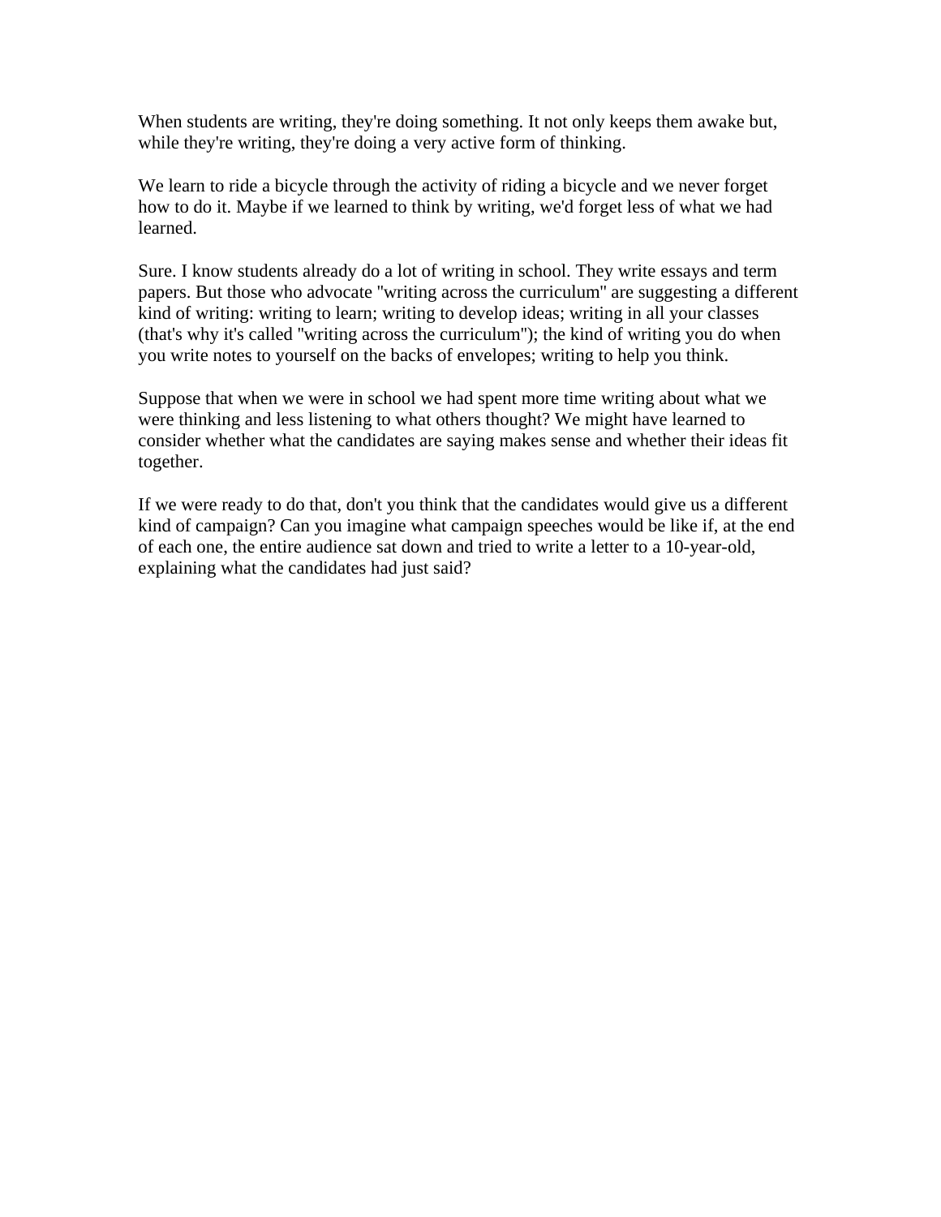When students are writing, they're doing something. It not only keeps them awake but, while they're writing, they're doing a very active form of thinking.

We learn to ride a bicycle through the activity of riding a bicycle and we never forget how to do it. Maybe if we learned to think by writing, we'd forget less of what we had learned.

Sure. I know students already do a lot of writing in school. They write essays and term papers. But those who advocate "writing across the curriculum" are suggesting a different kind of writing: writing to learn; writing to develop ideas; writing in all your classes (that's why it's called "writing across the curriculum"); the kind of writing you do when you write notes to yourself on the backs of envelopes; writing to help you think.

Suppose that when we were in school we had spent more time writing about what we were thinking and less listening to what others thought? We might have learned to consider whether what the candidates are saying makes sense and whether their ideas fit together.

If we were ready to do that, don't you think that the candidates would give us a different kind of campaign? Can you imagine what campaign speeches would be like if, at the end of each one, the entire audience sat down and tried to write a letter to a 10-year-old, explaining what the candidates had just said?